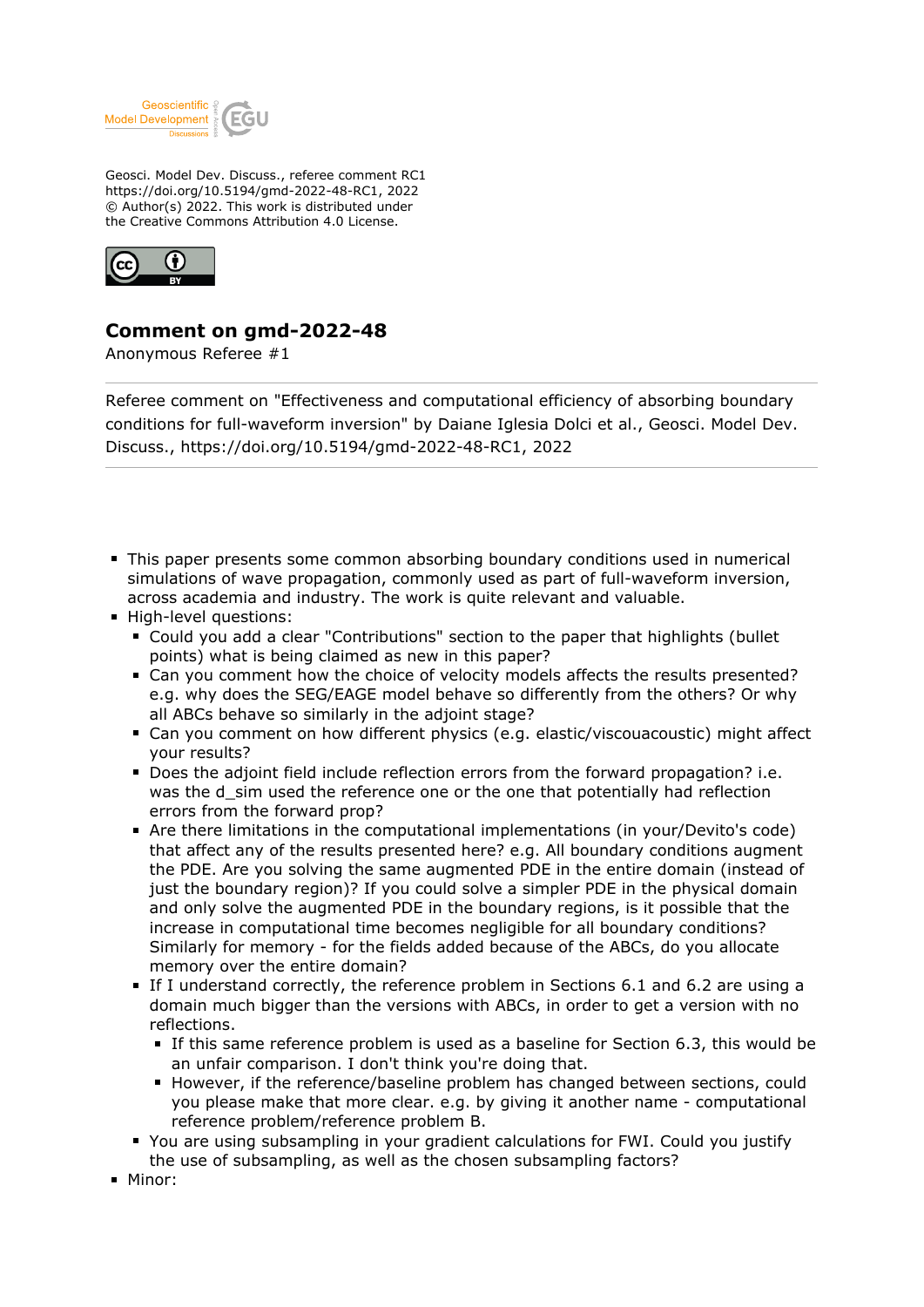Geosci. Model Dev. Discuss., referee comment RC1
https://doi.org/10.5194/gmd-2022-48-RC1, 2022
© Author(s) 2022. This work is distributed under
the Creative Commons Attribution 4.0 License.

## Comment on gmd-2022-48

Anonymous Referee #1

Referee comment on "Effectiveness and computational efficiency of absorbing boundary conditions for full-waveform inversion" by Daiane Iglesia Dolci et al., Geosci. Model Dev. Discuss., https://doi.org/10.5194/gmd-2022-48-RC1, 2022

- This paper presents some common absorbing boundary conditions used in numerical simulations of wave propagation, commonly used as part of full-waveform inversion, across academia and industry. The work is quite relevant and valuable.
- High-level questions:
  - Could you add a clear "Contributions" section to the paper that highlights (bullet points) what is being claimed as new in this paper?
  - Can you comment how the choice of velocity models affects the results presented? e.g. why does the SEG/EAGE model behave so differently from the others? Or why all ABCs behave so similarly in the adjoint stage?
  - Can you comment on how different physics (e.g. elastic/viscouacoustic) might affect your results?
  - Does the adjoint field include reflection errors from the forward propagation? i.e. was the d_sim used the reference one or the one that potentially had reflection errors from the forward prop?
  - Are there limitations in the computational implementations (in your/Devito's code) that affect any of the results presented here? e.g. All boundary conditions augment the PDE. Are you solving the same augmented PDE in the entire domain (instead of just the boundary region)? If you could solve a simpler PDE in the physical domain and only solve the augmented PDE in the boundary regions, is it possible that the increase in computational time becomes negligible for all boundary conditions? Similarly for memory - for the fields added because of the ABCs, do you allocate memory over the entire domain?
  - If I understand correctly, the reference problem in Sections 6.1 and 6.2 are using a domain much bigger than the versions with ABCs, in order to get a version with no reflections.
    - If this same reference problem is used as a baseline for Section 6.3, this would be an unfair comparison. I don't think you're doing that.
    - However, if the reference/baseline problem has changed between sections, could you please make that more clear. e.g. by giving it another name - computational reference problem/reference problem B.
  - You are using subsampling in your gradient calculations for FWI. Could you justify the use of subsampling, as well as the chosen subsampling factors?
- Minor: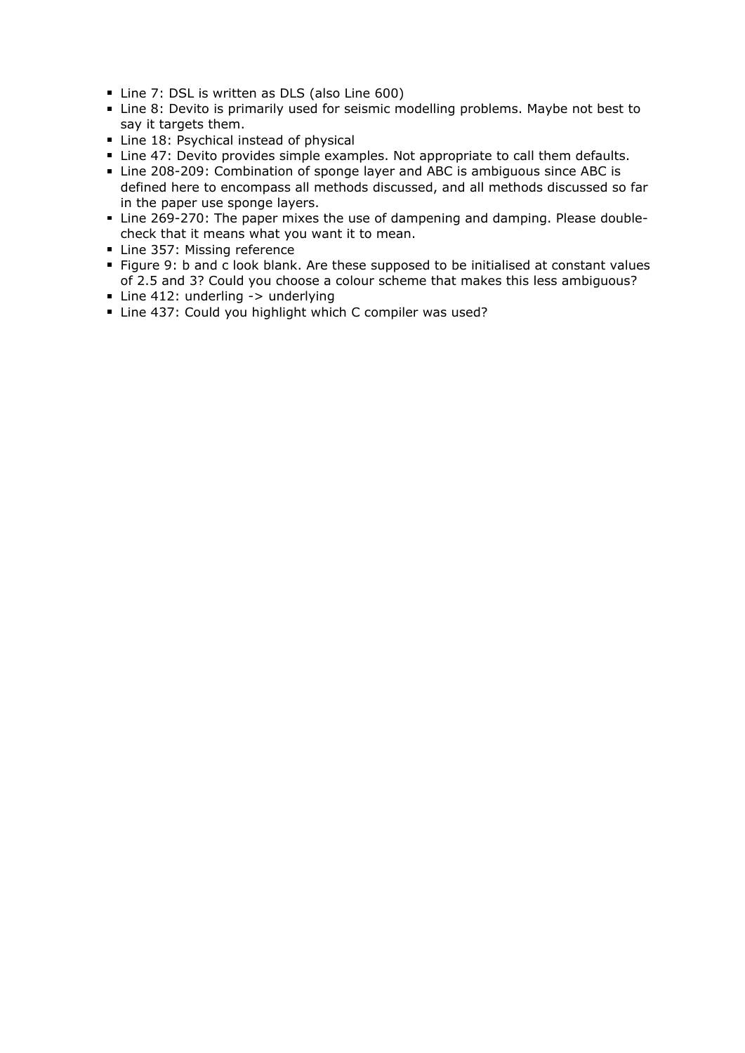- Line 7: DSL is written as DLS (also Line 600)
- Line 8: Devito is primarily used for seismic modelling problems. Maybe not best to say it targets them.
- Line 18: Psychical instead of physical
- Line 47: Devito provides simple examples. Not appropriate to call them defaults.
- Line 208-209: Combination of sponge layer and ABC is ambiguous since ABC is defined here to encompass all methods discussed, and all methods discussed so far in the paper use sponge layers.
- Line 269-270: The paper mixes the use of dampening and damping. Please double-check that it means what you want it to mean.
- Line 357: Missing reference
- Figure 9: b and c look blank. Are these supposed to be initialised at constant values of 2.5 and 3? Could you choose a colour scheme that makes this less ambiguous?
- Line 412: underling -> underlying
- Line 437: Could you highlight which C compiler was used?